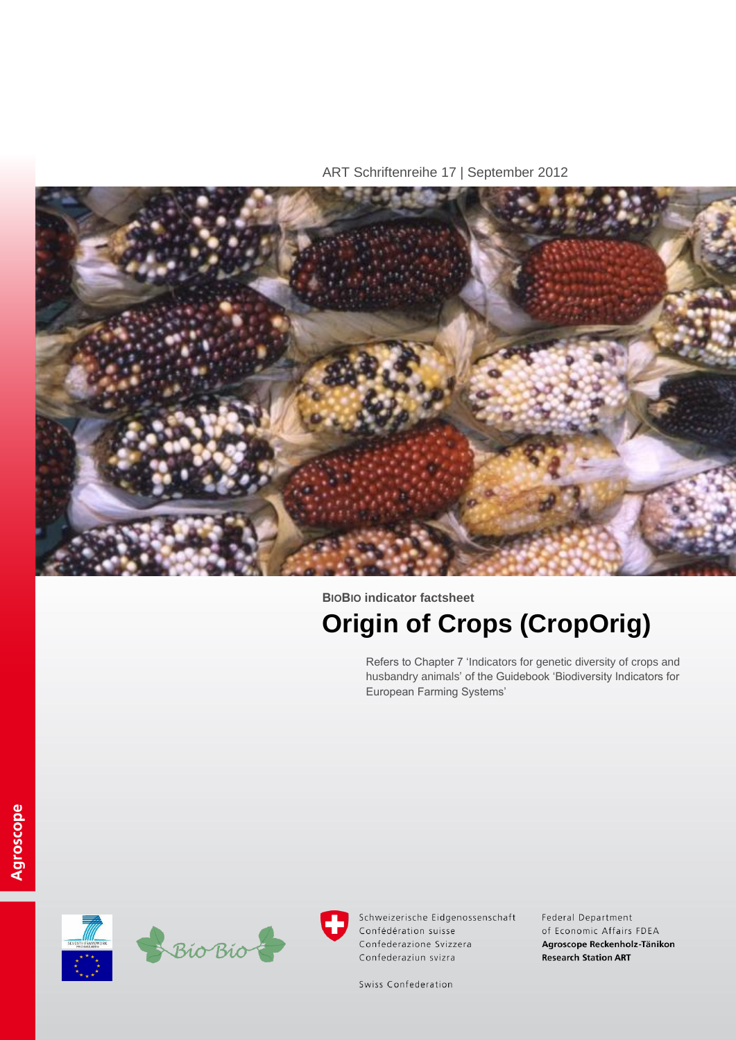ART Schriftenreihe 17 | September 2012

**BIOBIO indicator factsheet**

# Origin of Crops (CropOrig)

Refers to Chapter 7 'Indicators for genetic diversity of crops and husbandry animals' of the Guidebook 'Biodiversity Indicators for European Farming Systems'

Agroscope

Schweizerische Eidgenossenschaft
Confédération suisse
Confederazione Svizzera
Confederaziun svizra

Swiss Confederation

Federal Department of Economic Affairs FDEA
**Agroscope Reckenholz-Tänikon Research Station ART**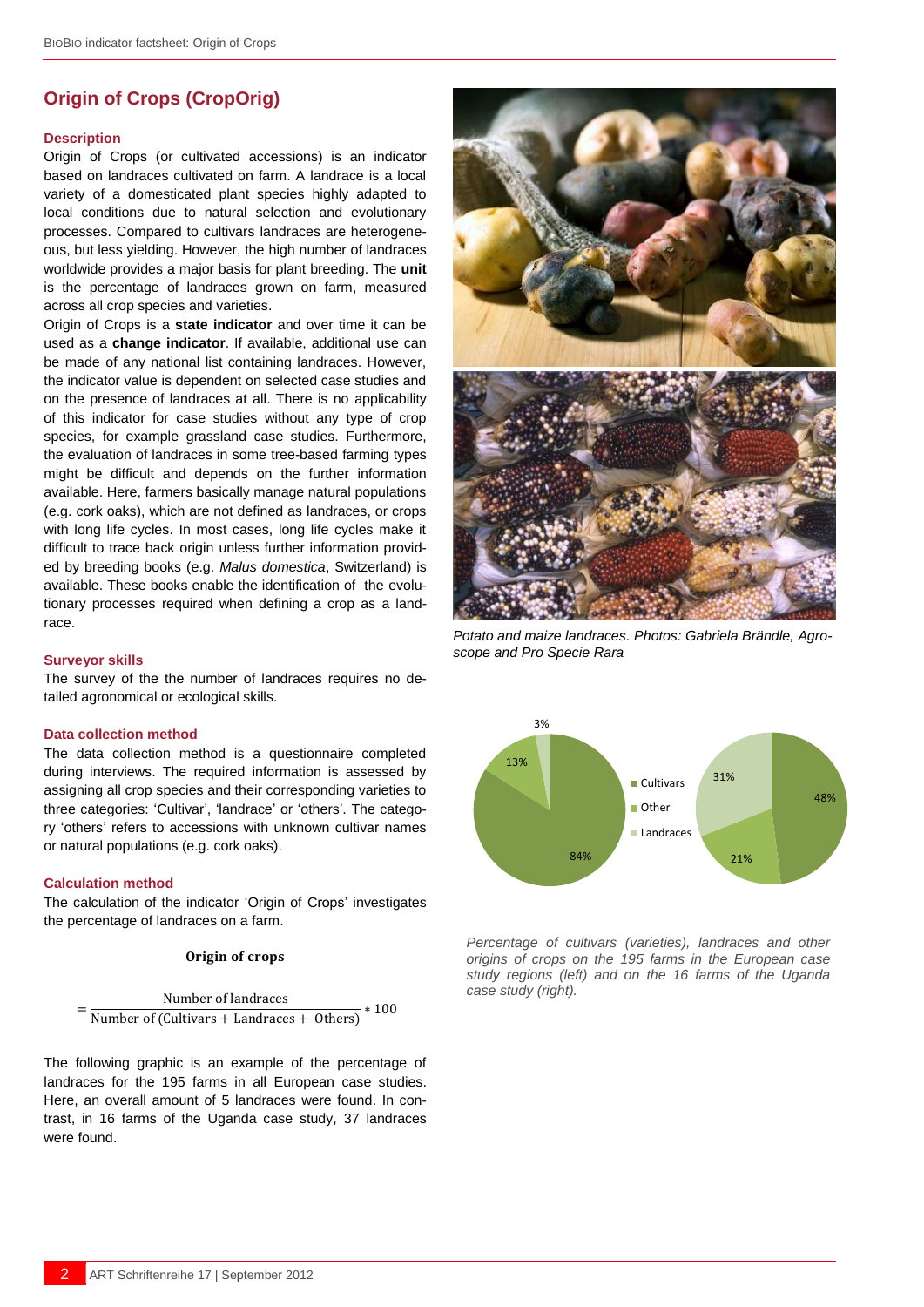## Origin of Crops (CropOrig)

### Description

Origin of Crops (or cultivated accessions) is an indicator based on landraces cultivated on farm. A landrace is a local variety of a domesticated plant species highly adapted to local conditions due to natural selection and evolutionary processes. Compared to cultivars landraces are heterogeneous, but less yielding. However, the high number of landraces worldwide provides a major basis for plant breeding. The **unit** is the percentage of landraces grown on farm, measured across all crop species and varieties.

Origin of Crops is a **state indicator** and over time it can be used as a **change indicator**. If available, additional use can be made of any national list containing landraces. However, the indicator value is dependent on selected case studies and on the presence of landraces at all. There is no applicability of this indicator for case studies without any type of crop species, for example grassland case studies. Furthermore, the evaluation of landraces in some tree-based farming types might be difficult and depends on the further information available. Here, farmers basically manage natural populations (e.g. cork oaks), which are not defined as landraces, or crops with long life cycles. In most cases, long life cycles make it difficult to trace back origin unless further information provided by breeding books (e.g. *Malus domestica*, Switzerland) is available. These books enable the identification of the evolutionary processes required when defining a crop as a landrace.

### Surveyor skills

The survey of the the number of landraces requires no detailed agronomical or ecological skills.

### Data collection method

The data collection method is a questionnaire completed during interviews. The required information is assessed by assigning all crop species and their corresponding varieties to three categories: 'Cultivar', 'landrace' or 'others'. The category 'others' refers to accessions with unknown cultivar names or natural populations (e.g. cork oaks).

### Calculation method

The calculation of the indicator 'Origin of Crops' investigates the percentage of landraces on a farm.

$$\text{Origin of crops} = \frac{\text{Number of landraces}}{\text{Number of (Cultivars + Landraces + Others)}} * 100$$

The following graphic is an example of the percentage of landraces for the 195 farms in all European case studies. Here, an overall amount of 5 landraces were found. In contrast, in 16 farms of the Uganda case study, 37 landraces were found.

*Potato and maize landraces. Photos: Gabriela Brändle, Agroscope and Pro Specie Rara*

*Percentage of cultivars (varieties), landraces and other origins of crops on the 195 farms in the European case study regions (left) and on the 16 farms of the Uganda case study (right).*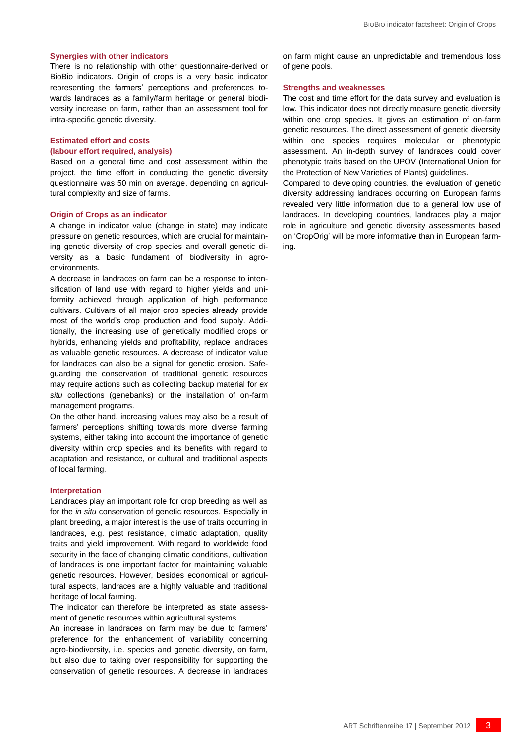### Synergies with other indicators

There is no relationship with other questionnaire-derived or BioBio indicators. Origin of crops is a very basic indicator representing the farmers' perceptions and preferences towards landraces as a family/farm heritage or general biodiversity increase on farm, rather than an assessment tool for intra-specific genetic diversity.

### Estimated effort and costs (labour effort required, analysis)

Based on a general time and cost assessment within the project, the time effort in conducting the genetic diversity questionnaire was 50 min on average, depending on agricultural complexity and size of farms.

### Origin of Crops as an indicator

A change in indicator value (change in state) may indicate pressure on genetic resources, which are crucial for maintaining genetic diversity of crop species and overall genetic diversity as a basic fundament of biodiversity in agro-environments.

A decrease in landraces on farm can be a response to intensification of land use with regard to higher yields and uniformity achieved through application of high performance cultivars. Cultivars of all major crop species already provide most of the world's crop production and food supply. Additionally, the increasing use of genetically modified crops or hybrids, enhancing yields and profitability, replace landraces as valuable genetic resources. A decrease of indicator value for landraces can also be a signal for genetic erosion. Safeguarding the conservation of traditional genetic resources may require actions such as collecting backup material for *ex situ* collections (genebanks) or the installation of on-farm management programs.

On the other hand, increasing values may also be a result of farmers' perceptions shifting towards more diverse farming systems, either taking into account the importance of genetic diversity within crop species and its benefits with regard to adaptation and resistance, or cultural and traditional aspects of local farming.

### Interpretation

Landraces play an important role for crop breeding as well as for the *in situ* conservation of genetic resources. Especially in plant breeding, a major interest is the use of traits occurring in landraces, e.g. pest resistance, climatic adaptation, quality traits and yield improvement. With regard to worldwide food security in the face of changing climatic conditions, cultivation of landraces is one important factor for maintaining valuable genetic resources. However, besides economical or agricultural aspects, landraces are a highly valuable and traditional heritage of local farming.

The indicator can therefore be interpreted as state assessment of genetic resources within agricultural systems.

An increase in landraces on farm may be due to farmers' preference for the enhancement of variability concerning agro-biodiversity, i.e. species and genetic diversity, on farm, but also due to taking over responsibility for supporting the conservation of genetic resources. A decrease in landraces on farm might cause an unpredictable and tremendous loss of gene pools.

### Strengths and weaknesses

The cost and time effort for the data survey and evaluation is low. This indicator does not directly measure genetic diversity within one crop species. It gives an estimation of on-farm genetic resources. The direct assessment of genetic diversity within one species requires molecular or phenotypic assessment. An in-depth survey of landraces could cover phenotypic traits based on the UPOV (International Union for the Protection of New Varieties of Plants) guidelines.

Compared to developing countries, the evaluation of genetic diversity addressing landraces occurring on European farms revealed very little information due to a general low use of landraces. In developing countries, landraces play a major role in agriculture and genetic diversity assessments based on 'CropOrig' will be more informative than in European farming.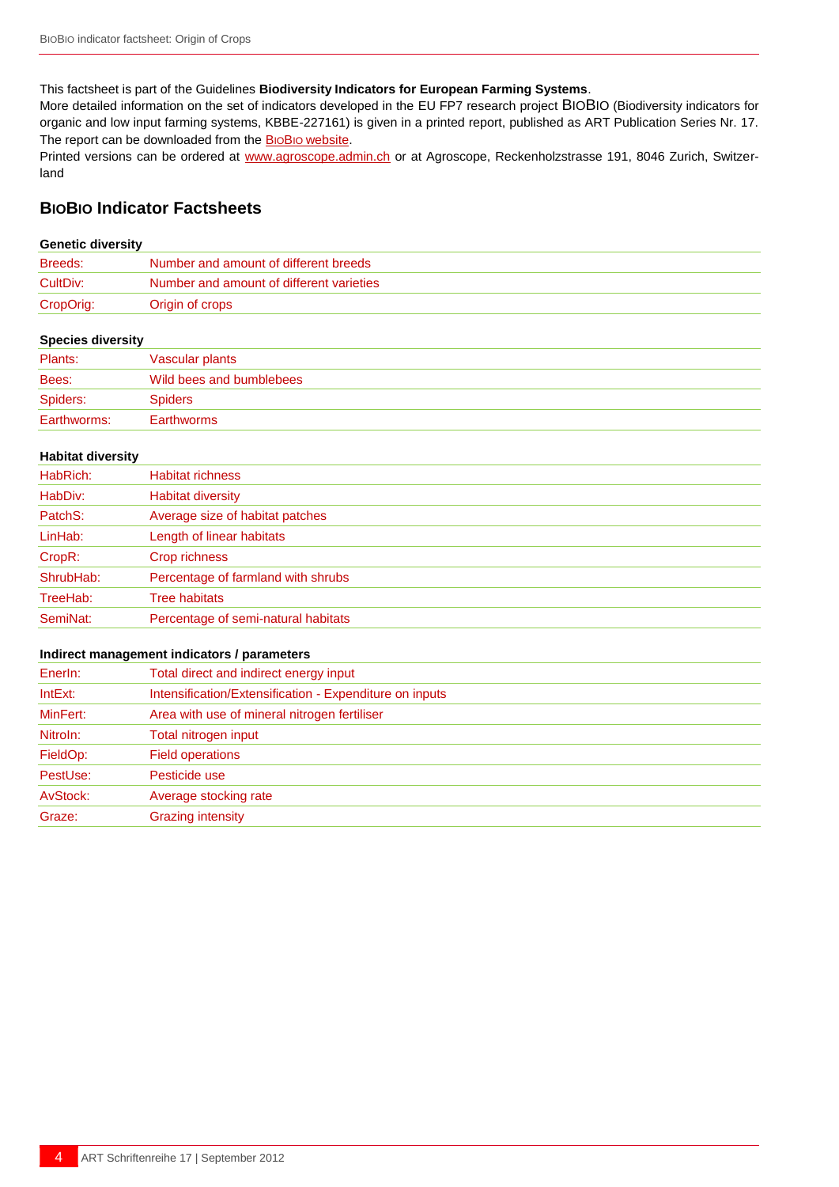This factsheet is part of the Guidelines **Biodiversity Indicators for European Farming Systems**.
More detailed information on the set of indicators developed in the EU FP7 research project BIOBIO (Biodiversity indicators for organic and low input farming systems, KBBE-227161) is given in a printed report, published as ART Publication Series Nr. 17. The report can be downloaded from the BIOBIO website.
Printed versions can be ordered at www.agroscope.admin.ch or at Agroscope, Reckenholzstrasse 191, 8046 Zurich, Switzerland

## BIOBIO Indicator Factsheets

**Genetic diversity**

| | |
|---|---|
| Breeds: | Number and amount of different breeds |
| CultDiv: | Number and amount of different varieties |
| CropOrig: | Origin of crops |

**Species diversity**

| | |
|---|---|
| Plants: | Vascular plants |
| Bees: | Wild bees and bumblebees |
| Spiders: | Spiders |
| Earthworms: | Earthworms |

**Habitat diversity**

| | |
|---|---|
| HabRich: | Habitat richness |
| HabDiv: | Habitat diversity |
| PatchS: | Average size of habitat patches |
| LinHab: | Length of linear habitats |
| CropR: | Crop richness |
| ShrubHab: | Percentage of farmland with shrubs |
| TreeHab: | Tree habitats |
| SemiNat: | Percentage of semi-natural habitats |

**Indirect management indicators / parameters**

| | |
|---|---|
| EnerIn: | Total direct and indirect energy input |
| IntExt: | Intensification/Extensification - Expenditure on inputs |
| MinFert: | Area with use of mineral nitrogen fertiliser |
| NitroIn: | Total nitrogen input |
| FieldOp: | Field operations |
| PestUse: | Pesticide use |
| AvStock: | Average stocking rate |
| Graze: | Grazing intensity |